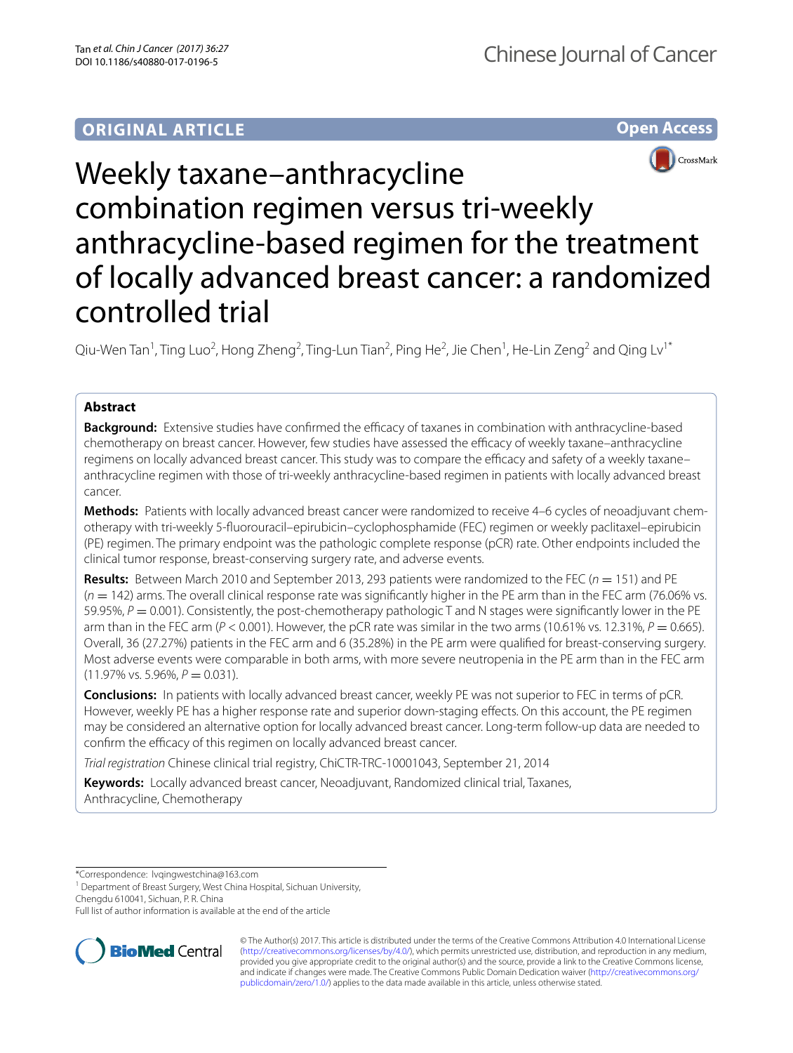ORIGINAL ARTICLE

Open Access

# Weekly taxane–anthracycline combination regimen versus tri-weekly anthracycline-based regimen for the treatment of locally advanced breast cancer: a randomized controlled trial

Qiu-Wen Tan[1], Ting Luo[2], Hong Zheng[2], Ting-Lun Tian[2], Ping He[2], Jie Chen[1], He-Lin Zeng[2] and Qing Lv[1*]

## Abstract

**Background:** Extensive studies have confirmed the efficacy of taxanes in combination with anthracycline-based chemotherapy on breast cancer. However, few studies have assessed the efficacy of weekly taxane–anthracycline regimens on locally advanced breast cancer. This study was to compare the efficacy and safety of a weekly taxane–anthracycline regimen with those of tri-weekly anthracycline-based regimen in patients with locally advanced breast cancer.

**Methods:** Patients with locally advanced breast cancer were randomized to receive 4–6 cycles of neoadjuvant chemotherapy with tri-weekly 5-fluorouracil–epirubicin–cyclophosphamide (FEC) regimen or weekly paclitaxel–epirubicin (PE) regimen. The primary endpoint was the pathologic complete response (pCR) rate. Other endpoints included the clinical tumor response, breast-conserving surgery rate, and adverse events.

**Results:** Between March 2010 and September 2013, 293 patients were randomized to the FEC ($n = 151$) and PE ($n = 142$) arms. The overall clinical response rate was significantly higher in the PE arm than in the FEC arm (76.06% vs. 59.95%, $P = 0.001$). Consistently, the post-chemotherapy pathologic T and N stages were significantly lower in the PE arm than in the FEC arm ($P < 0.001$). However, the pCR rate was similar in the two arms (10.61% vs. 12.31%, $P = 0.665$). Overall, 36 (27.27%) patients in the FEC arm and 6 (35.28%) in the PE arm were qualified for breast-conserving surgery. Most adverse events were comparable in both arms, with more severe neutropenia in the PE arm than in the FEC arm (11.97% vs. 5.96%, $P = 0.031$).

**Conclusions:** In patients with locally advanced breast cancer, weekly PE was not superior to FEC in terms of pCR. However, weekly PE has a higher response rate and superior down-staging effects. On this account, the PE regimen may be considered an alternative option for locally advanced breast cancer. Long-term follow-up data are needed to confirm the efficacy of this regimen on locally advanced breast cancer.

*Trial registration* Chinese clinical trial registry, ChiCTR-TRC-10001043, September 21, 2014

**Keywords:** Locally advanced breast cancer, Neoadjuvant, Randomized clinical trial, Taxanes, Anthracycline, Chemotherapy

*Correspondence: lvqingwestchina@163.com

[1] Department of Breast Surgery, West China Hospital, Sichuan University, Chengdu 610041, Sichuan, P. R. China

Full list of author information is available at the end of the article

© The Author(s) 2017. This article is distributed under the terms of the Creative Commons Attribution 4.0 International License (http://creativecommons.org/licenses/by/4.0/), which permits unrestricted use, distribution, and reproduction in any medium, provided you give appropriate credit to the original author(s) and the source, provide a link to the Creative Commons license, and indicate if changes were made. The Creative Commons Public Domain Dedication waiver (http://creativecommons.org/publicdomain/zero/1.0/) applies to the data made available in this article, unless otherwise stated.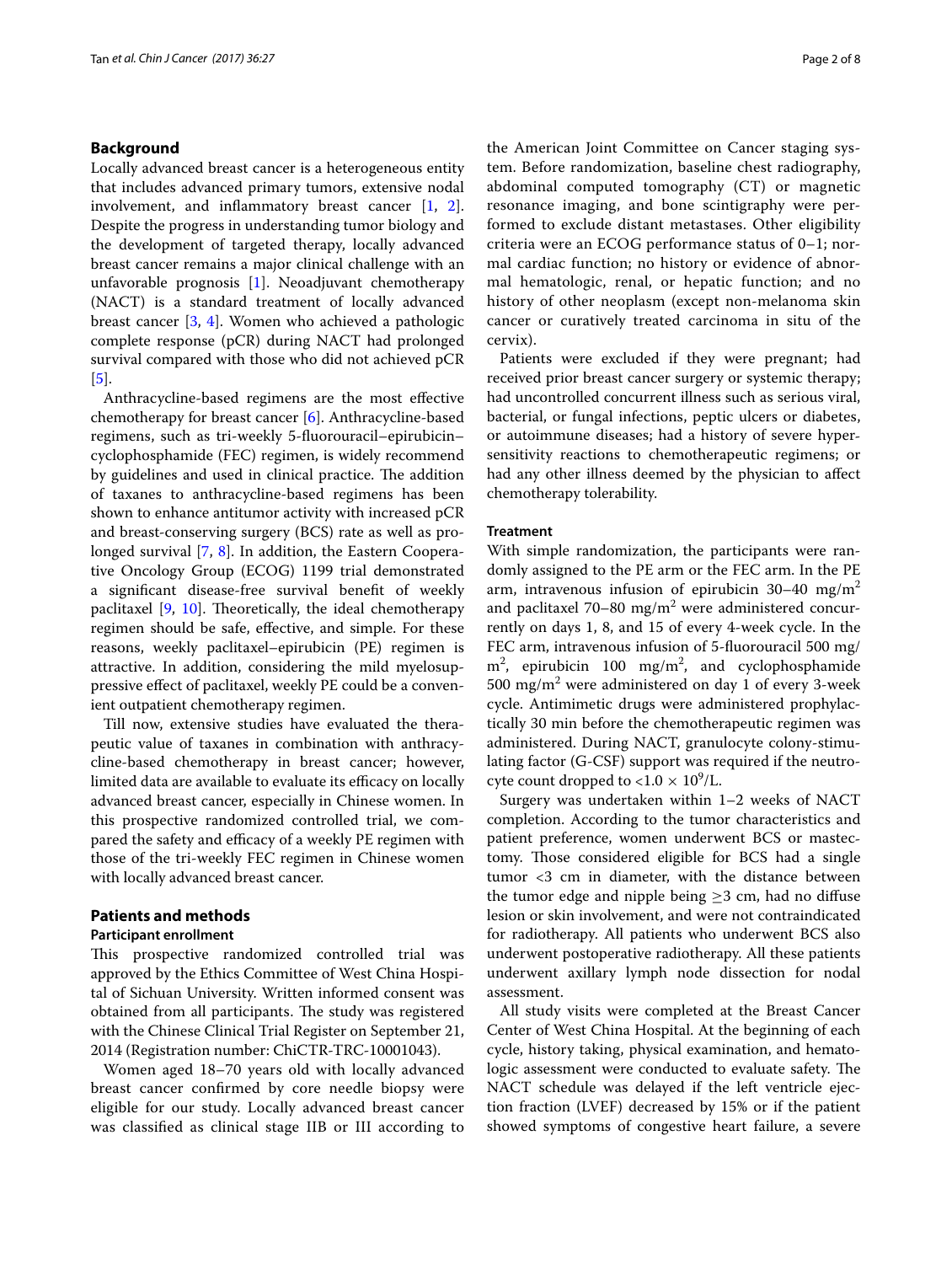## Background

Locally advanced breast cancer is a heterogeneous entity that includes advanced primary tumors, extensive nodal involvement, and inflammatory breast cancer [1, 2]. Despite the progress in understanding tumor biology and the development of targeted therapy, locally advanced breast cancer remains a major clinical challenge with an unfavorable prognosis [1]. Neoadjuvant chemotherapy (NACT) is a standard treatment of locally advanced breast cancer [3, 4]. Women who achieved a pathologic complete response (pCR) during NACT had prolonged survival compared with those who did not achieved pCR [5].

Anthracycline-based regimens are the most effective chemotherapy for breast cancer [6]. Anthracycline-based regimens, such as tri-weekly 5-fluorouracil–epirubicin–cyclophosphamide (FEC) regimen, is widely recommend by guidelines and used in clinical practice. The addition of taxanes to anthracycline-based regimens has been shown to enhance antitumor activity with increased pCR and breast-conserving surgery (BCS) rate as well as prolonged survival [7, 8]. In addition, the Eastern Cooperative Oncology Group (ECOG) 1199 trial demonstrated a significant disease-free survival benefit of weekly paclitaxel [9, 10]. Theoretically, the ideal chemotherapy regimen should be safe, effective, and simple. For these reasons, weekly paclitaxel–epirubicin (PE) regimen is attractive. In addition, considering the mild myelosuppressive effect of paclitaxel, weekly PE could be a convenient outpatient chemotherapy regimen.

Till now, extensive studies have evaluated the therapeutic value of taxanes in combination with anthracycline-based chemotherapy in breast cancer; however, limited data are available to evaluate its efficacy on locally advanced breast cancer, especially in Chinese women. In this prospective randomized controlled trial, we compared the safety and efficacy of a weekly PE regimen with those of the tri-weekly FEC regimen in Chinese women with locally advanced breast cancer.

## Patients and methods

### Participant enrollment

This prospective randomized controlled trial was approved by the Ethics Committee of West China Hospital of Sichuan University. Written informed consent was obtained from all participants. The study was registered with the Chinese Clinical Trial Register on September 21, 2014 (Registration number: ChiCTR-TRC-10001043).

Women aged 18–70 years old with locally advanced breast cancer confirmed by core needle biopsy were eligible for our study. Locally advanced breast cancer was classified as clinical stage IIB or III according to the American Joint Committee on Cancer staging system. Before randomization, baseline chest radiography, abdominal computed tomography (CT) or magnetic resonance imaging, and bone scintigraphy were performed to exclude distant metastases. Other eligibility criteria were an ECOG performance status of 0–1; normal cardiac function; no history or evidence of abnormal hematologic, renal, or hepatic function; and no history of other neoplasm (except non-melanoma skin cancer or curatively treated carcinoma in situ of the cervix).

Patients were excluded if they were pregnant; had received prior breast cancer surgery or systemic therapy; had uncontrolled concurrent illness such as serious viral, bacterial, or fungal infections, peptic ulcers or diabetes, or autoimmune diseases; had a history of severe hypersensitivity reactions to chemotherapeutic regimens; or had any other illness deemed by the physician to affect chemotherapy tolerability.

### Treatment

With simple randomization, the participants were randomly assigned to the PE arm or the FEC arm. In the PE arm, intravenous infusion of epirubicin 30–40 mg/m$^2$ and paclitaxel 70–80 mg/m$^2$ were administered concurrently on days 1, 8, and 15 of every 4-week cycle. In the FEC arm, intravenous infusion of 5-fluorouracil 500 mg/m$^2$, epirubicin 100 mg/m$^2$, and cyclophosphamide 500 mg/m$^2$ were administered on day 1 of every 3-week cycle. Antimimetic drugs were administered prophylactically 30 min before the chemotherapeutic regimen was administered. During NACT, granulocyte colony-stimulating factor (G-CSF) support was required if the neutrocyte count dropped to <1.0 × 10$^9$/L.

Surgery was undertaken within 1–2 weeks of NACT completion. According to the tumor characteristics and patient preference, women underwent BCS or mastectomy. Those considered eligible for BCS had a single tumor <3 cm in diameter, with the distance between the tumor edge and nipple being ≥3 cm, had no diffuse lesion or skin involvement, and were not contraindicated for radiotherapy. All patients who underwent BCS also underwent postoperative radiotherapy. All these patients underwent axillary lymph node dissection for nodal assessment.

All study visits were completed at the Breast Cancer Center of West China Hospital. At the beginning of each cycle, history taking, physical examination, and hematologic assessment were conducted to evaluate safety. The NACT schedule was delayed if the left ventricle ejection fraction (LVEF) decreased by 15% or if the patient showed symptoms of congestive heart failure, a severe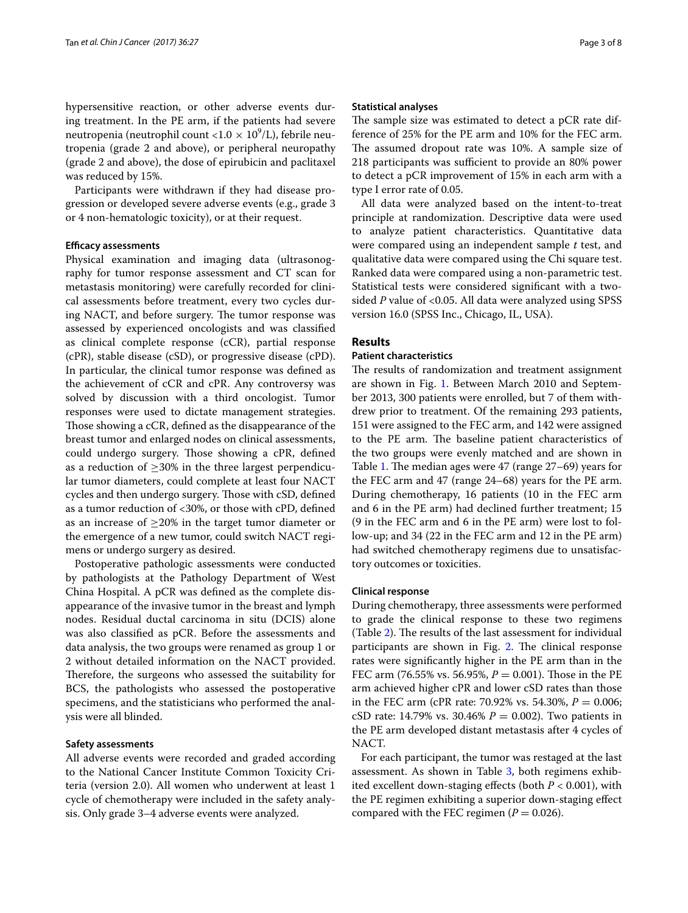hypersensitive reaction, or other adverse events during treatment. In the PE arm, if the patients had severe neutropenia (neutrophil count $<1.0 \times 10^9$/L), febrile neutropenia (grade 2 and above), or peripheral neuropathy (grade 2 and above), the dose of epirubicin and paclitaxel was reduced by 15%.

Participants were withdrawn if they had disease progression or developed severe adverse events (e.g., grade 3 or 4 non-hematologic toxicity), or at their request.

### Efficacy assessments

Physical examination and imaging data (ultrasonography for tumor response assessment and CT scan for metastasis monitoring) were carefully recorded for clinical assessments before treatment, every two cycles during NACT, and before surgery. The tumor response was assessed by experienced oncologists and was classified as clinical complete response (cCR), partial response (cPR), stable disease (cSD), or progressive disease (cPD). In particular, the clinical tumor response was defined as the achievement of cCR and cPR. Any controversy was solved by discussion with a third oncologist. Tumor responses were used to dictate management strategies. Those showing a cCR, defined as the disappearance of the breast tumor and enlarged nodes on clinical assessments, could undergo surgery. Those showing a cPR, defined as a reduction of ≥30% in the three largest perpendicular tumor diameters, could complete at least four NACT cycles and then undergo surgery. Those with cSD, defined as a tumor reduction of <30%, or those with cPD, defined as an increase of ≥20% in the target tumor diameter or the emergence of a new tumor, could switch NACT regimens or undergo surgery as desired.

Postoperative pathologic assessments were conducted by pathologists at the Pathology Department of West China Hospital. A pCR was defined as the complete disappearance of the invasive tumor in the breast and lymph nodes. Residual ductal carcinoma in situ (DCIS) alone was also classified as pCR. Before the assessments and data analysis, the two groups were renamed as group 1 or 2 without detailed information on the NACT provided. Therefore, the surgeons who assessed the suitability for BCS, the pathologists who assessed the postoperative specimens, and the statisticians who performed the analysis were all blinded.

### Safety assessments

All adverse events were recorded and graded according to the National Cancer Institute Common Toxicity Criteria (version 2.0). All women who underwent at least 1 cycle of chemotherapy were included in the safety analysis. Only grade 3–4 adverse events were analyzed.

### Statistical analyses

The sample size was estimated to detect a pCR rate difference of 25% for the PE arm and 10% for the FEC arm. The assumed dropout rate was 10%. A sample size of 218 participants was sufficient to provide an 80% power to detect a pCR improvement of 15% in each arm with a type I error rate of 0.05.

All data were analyzed based on the intent-to-treat principle at randomization. Descriptive data were used to analyze patient characteristics. Quantitative data were compared using an independent sample *t* test, and qualitative data were compared using the Chi square test. Ranked data were compared using a non-parametric test. Statistical tests were considered significant with a two-sided *P* value of <0.05. All data were analyzed using SPSS version 16.0 (SPSS Inc., Chicago, IL, USA).

## Results

### Patient characteristics

The results of randomization and treatment assignment are shown in Fig. 1. Between March 2010 and September 2013, 300 patients were enrolled, but 7 of them withdrew prior to treatment. Of the remaining 293 patients, 151 were assigned to the FEC arm, and 142 were assigned to the PE arm. The baseline patient characteristics of the two groups were evenly matched and are shown in Table 1. The median ages were 47 (range 27–69) years for the FEC arm and 47 (range 24–68) years for the PE arm. During chemotherapy, 16 patients (10 in the FEC arm and 6 in the PE arm) had declined further treatment; 15 (9 in the FEC arm and 6 in the PE arm) were lost to follow-up; and 34 (22 in the FEC arm and 12 in the PE arm) had switched chemotherapy regimens due to unsatisfactory outcomes or toxicities.

### Clinical response

During chemotherapy, three assessments were performed to grade the clinical response to these two regimens (Table 2). The results of the last assessment for individual participants are shown in Fig. 2. The clinical response rates were significantly higher in the PE arm than in the FEC arm (76.55% vs. 56.95%, $P = 0.001$). Those in the PE arm achieved higher cPR and lower cSD rates than those in the FEC arm (cPR rate: 70.92% vs. 54.30%, $P = 0.006$; cSD rate: 14.79% vs. 30.46% $P = 0.002$). Two patients in the PE arm developed distant metastasis after 4 cycles of NACT.

For each participant, the tumor was restaged at the last assessment. As shown in Table 3, both regimens exhibited excellent down-staging effects (both $P < 0.001$), with the PE regimen exhibiting a superior down-staging effect compared with the FEC regimen ($P = 0.026$).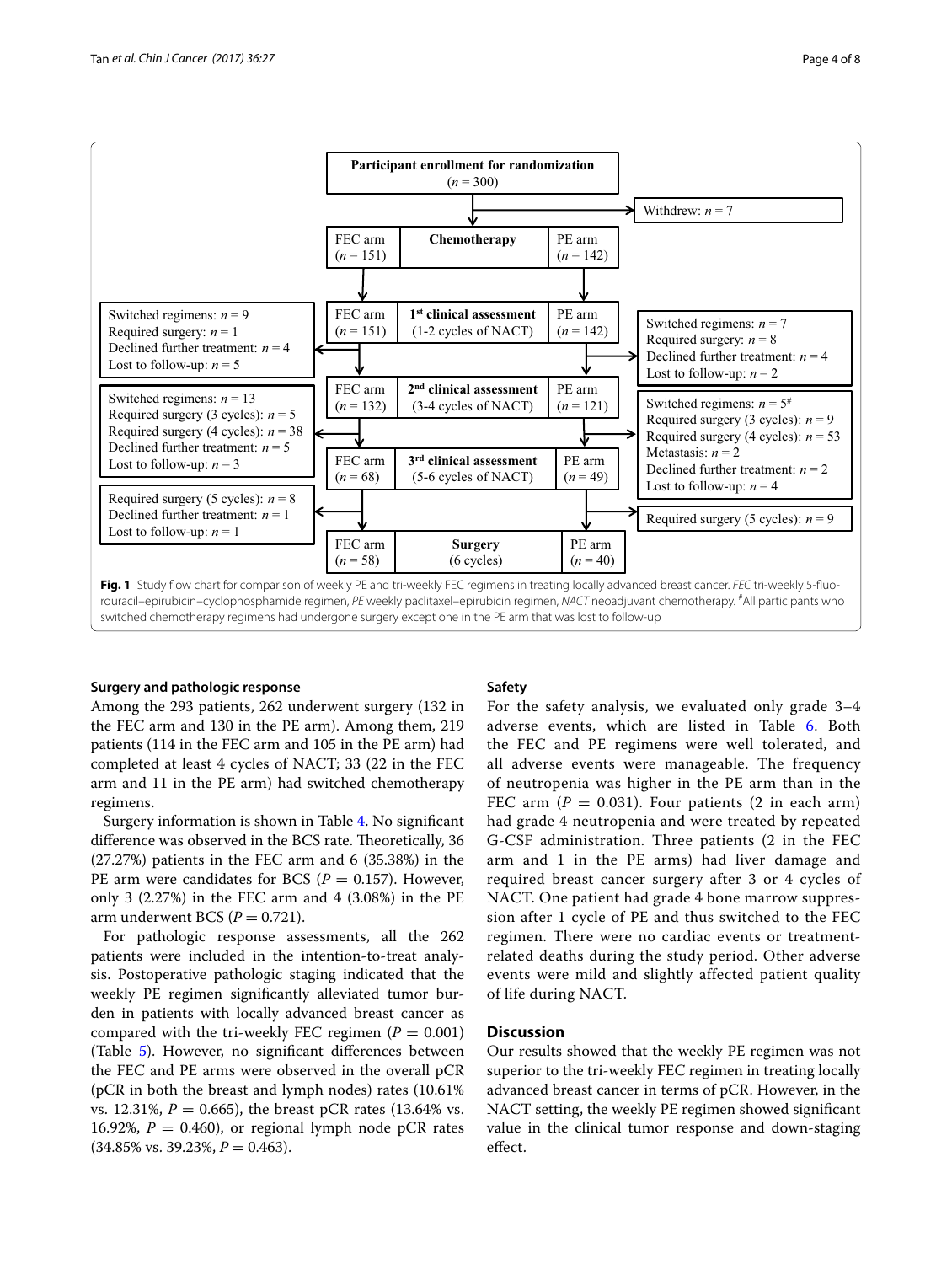**Participant enrollment for randomization** ($n = 300$)

Withdrew: $n = 7$

| FEC arm | Chemotherapy | PE arm |
|---|---|---|
| ($n = 151$) | | ($n = 142$) |

| FEC arm | 1[st] clinical assessment | PE arm |
|---|---|---|
| ($n = 151$) | (1-2 cycles of NACT) | ($n = 142$) |

FEC arm: Switched regimens: $n = 9$; Required surgery: $n = 1$; Declined further treatment: $n = 4$; Lost to follow-up: $n = 5$

PE arm: Switched regimens: $n = 7$; Required surgery: $n = 8$; Declined further treatment: $n = 4$; Lost to follow-up: $n = 2$

| FEC arm | 2[nd] clinical assessment | PE arm |
|---|---|---|
| ($n = 132$) | (3-4 cycles of NACT) | ($n = 121$) |

FEC arm: Switched regimens: $n = 13$; Required surgery (3 cycles): $n = 5$; Required surgery (4 cycles): $n = 38$; Declined further treatment: $n = 5$; Lost to follow-up: $n = 3$

PE arm: Switched regimens: $n = 5$[#]; Required surgery (3 cycles): $n = 9$; Required surgery (4 cycles): $n = 53$; Metastasis: $n = 2$; Declined further treatment: $n = 2$; Lost to follow-up: $n = 4$

| FEC arm | 3[rd] clinical assessment | PE arm |
|---|---|---|
| ($n = 68$) | (5-6 cycles of NACT) | ($n = 49$) |

FEC arm: Required surgery (5 cycles): $n = 8$; Declined further treatment: $n = 1$; Lost to follow-up: $n = 1$

PE arm: Required surgery (5 cycles): $n = 9$

| FEC arm | Surgery | PE arm |
|---|---|---|
| ($n = 58$) | (6 cycles) | ($n = 40$) |

**Fig. 1** Study flow chart for comparison of weekly PE and tri-weekly FEC regimens in treating locally advanced breast cancer. *FEC* tri-weekly 5-fluorouracil–epirubicin–cyclophosphamide regimen, *PE* weekly paclitaxel–epirubicin regimen, *NACT* neoadjuvant chemotherapy. [#]All participants who switched chemotherapy regimens had undergone surgery except one in the PE arm that was lost to follow-up

### Surgery and pathologic response

Among the 293 patients, 262 underwent surgery (132 in the FEC arm and 130 in the PE arm). Among them, 219 patients (114 in the FEC arm and 105 in the PE arm) had completed at least 4 cycles of NACT; 33 (22 in the FEC arm and 11 in the PE arm) had switched chemotherapy regimens.

Surgery information is shown in Table 4. No significant difference was observed in the BCS rate. Theoretically, 36 (27.27%) patients in the FEC arm and 6 (35.38%) in the PE arm were candidates for BCS ($P = 0.157$). However, only 3 (2.27%) in the FEC arm and 4 (3.08%) in the PE arm underwent BCS ($P = 0.721$).

For pathologic response assessments, all the 262 patients were included in the intention-to-treat analysis. Postoperative pathologic staging indicated that the weekly PE regimen significantly alleviated tumor burden in patients with locally advanced breast cancer as compared with the tri-weekly FEC regimen ($P = 0.001$) (Table 5). However, no significant differences between the FEC and PE arms were observed in the overall pCR (pCR in both the breast and lymph nodes) rates (10.61% vs. 12.31%, $P = 0.665$), the breast pCR rates (13.64% vs. 16.92%, $P = 0.460$), or regional lymph node pCR rates (34.85% vs. 39.23%, $P = 0.463$).

### Safety

For the safety analysis, we evaluated only grade 3–4 adverse events, which are listed in Table 6. Both the FEC and PE regimens were well tolerated, and all adverse events were manageable. The frequency of neutropenia was higher in the PE arm than in the FEC arm ($P = 0.031$). Four patients (2 in each arm) had grade 4 neutropenia and were treated by repeated G-CSF administration. Three patients (2 in the FEC arm and 1 in the PE arms) had liver damage and required breast cancer surgery after 3 or 4 cycles of NACT. One patient had grade 4 bone marrow suppression after 1 cycle of PE and thus switched to the FEC regimen. There were no cardiac events or treatment-related deaths during the study period. Other adverse events were mild and slightly affected patient quality of life during NACT.

## Discussion

Our results showed that the weekly PE regimen was not superior to the tri-weekly FEC regimen in treating locally advanced breast cancer in terms of pCR. However, in the NACT setting, the weekly PE regimen showed significant value in the clinical tumor response and down-staging effect.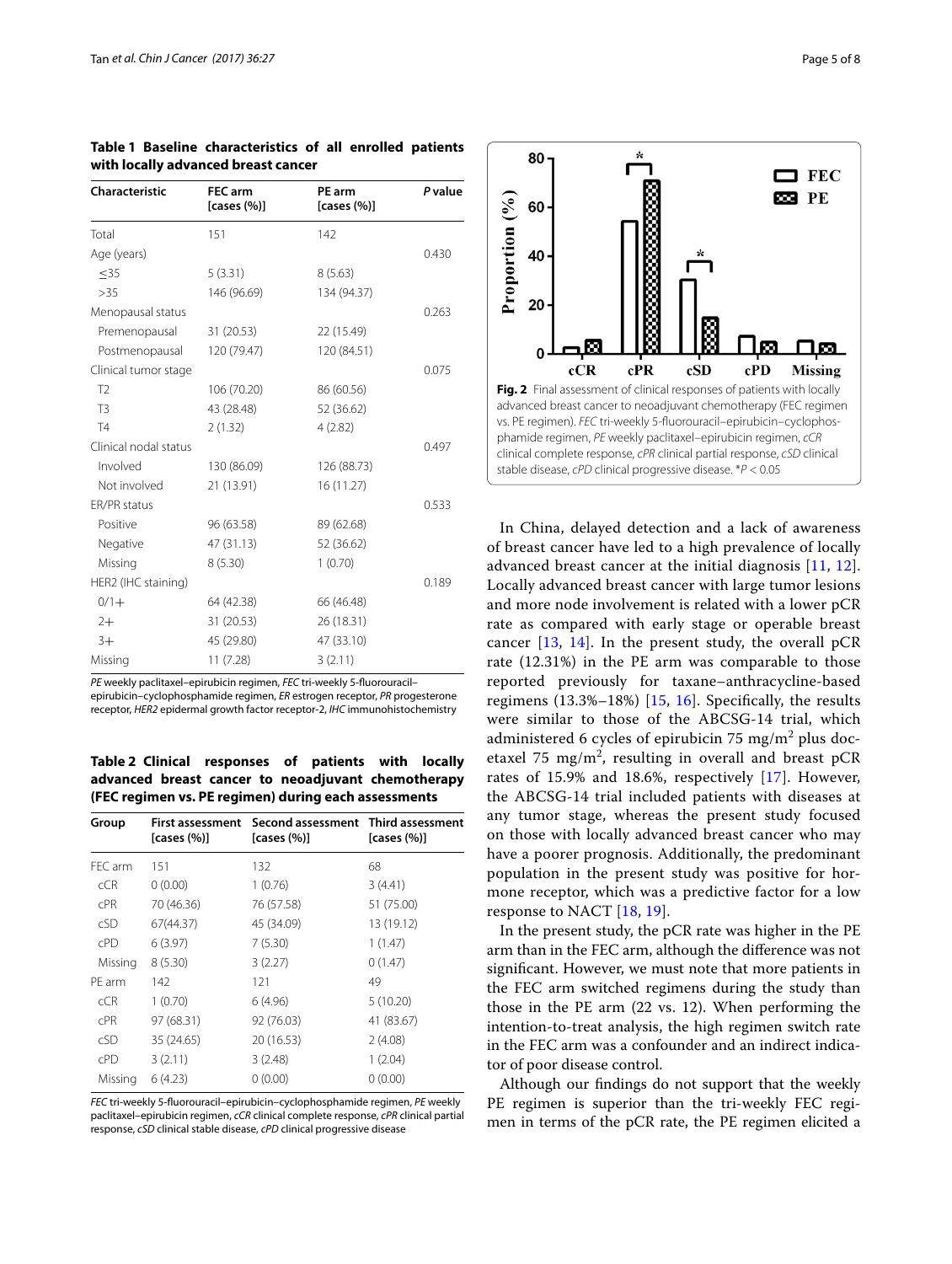**Table 1 Baseline characteristics of all enrolled patients with locally advanced breast cancer**

| Characteristic | FEC arm [cases (%)] | PE arm [cases (%)] | *P* value |
|---|---|---|---|
| Total | 151 | 142 | |
| Age (years) | | | 0.430 |
| ≤35 | 5 (3.31) | 8 (5.63) | |
| >35 | 146 (96.69) | 134 (94.37) | |
| Menopausal status | | | 0.263 |
| Premenopausal | 31 (20.53) | 22 (15.49) | |
| Postmenopausal | 120 (79.47) | 120 (84.51) | |
| Clinical tumor stage | | | 0.075 |
| T2 | 106 (70.20) | 86 (60.56) | |
| T3 | 43 (28.48) | 52 (36.62) | |
| T4 | 2 (1.32) | 4 (2.82) | |
| Clinical nodal status | | | 0.497 |
| Involved | 130 (86.09) | 126 (88.73) | |
| Not involved | 21 (13.91) | 16 (11.27) | |
| ER/PR status | | | 0.533 |
| Positive | 96 (63.58) | 89 (62.68) | |
| Negative | 47 (31.13) | 52 (36.62) | |
| Missing | 8 (5.30) | 1 (0.70) | |
| HER2 (IHC staining) | | | 0.189 |
| 0/1+ | 64 (42.38) | 66 (46.48) | |
| 2+ | 31 (20.53) | 26 (18.31) | |
| 3+ | 45 (29.80) | 47 (33.10) | |
| Missing | 11 (7.28) | 3 (2.11) | |

*PE* weekly paclitaxel–epirubicin regimen, *FEC* tri-weekly 5-fluorouracil–epirubicin–cyclophosphamide regimen, *ER* estrogen receptor, *PR* progesterone receptor, *HER2* epidermal growth factor receptor-2, *IHC* immunohistochemistry

**Table 2 Clinical responses of patients with locally advanced breast cancer to neoadjuvant chemotherapy (FEC regimen vs. PE regimen) during each assessments**

| Group | First assessment [cases (%)] | Second assessment [cases (%)] | Third assessment [cases (%)] |
|---|---|---|---|
| FEC arm | 151 | 132 | 68 |
| cCR | 0 (0.00) | 1 (0.76) | 3 (4.41) |
| cPR | 70 (46.36) | 76 (57.58) | 51 (75.00) |
| cSD | 67(44.37) | 45 (34.09) | 13 (19.12) |
| cPD | 6 (3.97) | 7 (5.30) | 1 (1.47) |
| Missing | 8 (5.30) | 3 (2.27) | 0 (1.47) |
| PE arm | 142 | 121 | 49 |
| cCR | 1 (0.70) | 6 (4.96) | 5 (10.20) |
| cPR | 97 (68.31) | 92 (76.03) | 41 (83.67) |
| cSD | 35 (24.65) | 20 (16.53) | 2 (4.08) |
| cPD | 3 (2.11) | 3 (2.48) | 1 (2.04) |
| Missing | 6 (4.23) | 0 (0.00) | 0 (0.00) |

*FEC* tri-weekly 5-fluorouracil–epirubicin–cyclophosphamide regimen, *PE* weekly paclitaxel–epirubicin regimen, *cCR* clinical complete response, *cPR* clinical partial response, *cSD* clinical stable disease, *cPD* clinical progressive disease

**Fig. 2** Final assessment of clinical responses of patients with locally advanced breast cancer to neoadjuvant chemotherapy (FEC regimen vs. PE regimen). *FEC* tri-weekly 5-fluorouracil–epirubicin–cyclophosphamide regimen, *PE* weekly paclitaxel–epirubicin regimen, *cCR* clinical complete response, *cPR* clinical partial response, *cSD* clinical stable disease, *cPD* clinical progressive disease. *$P < 0.05$

In China, delayed detection and a lack of awareness of breast cancer have led to a high prevalence of locally advanced breast cancer at the initial diagnosis [11, 12]. Locally advanced breast cancer with large tumor lesions and more node involvement is related with a lower pCR rate as compared with early stage or operable breast cancer [13, 14]. In the present study, the overall pCR rate (12.31%) in the PE arm was comparable to those reported previously for taxane–anthracycline-based regimens (13.3%–18%) [15, 16]. Specifically, the results were similar to those of the ABCSG-14 trial, which administered 6 cycles of epirubicin 75 mg/m$^2$ plus docetaxel 75 mg/m$^2$, resulting in overall and breast pCR rates of 15.9% and 18.6%, respectively [17]. However, the ABCSG-14 trial included patients with diseases at any tumor stage, whereas the present study focused on those with locally advanced breast cancer who may have a poorer prognosis. Additionally, the predominant population in the present study was positive for hormone receptor, which was a predictive factor for a low response to NACT [18, 19].

In the present study, the pCR rate was higher in the PE arm than in the FEC arm, although the difference was not significant. However, we must note that more patients in the FEC arm switched regimens during the study than those in the PE arm (22 vs. 12). When performing the intention-to-treat analysis, the high regimen switch rate in the FEC arm was a confounder and an indirect indicator of poor disease control.

Although our findings do not support that the weekly PE regimen is superior than the tri-weekly FEC regimen in terms of the pCR rate, the PE regimen elicited a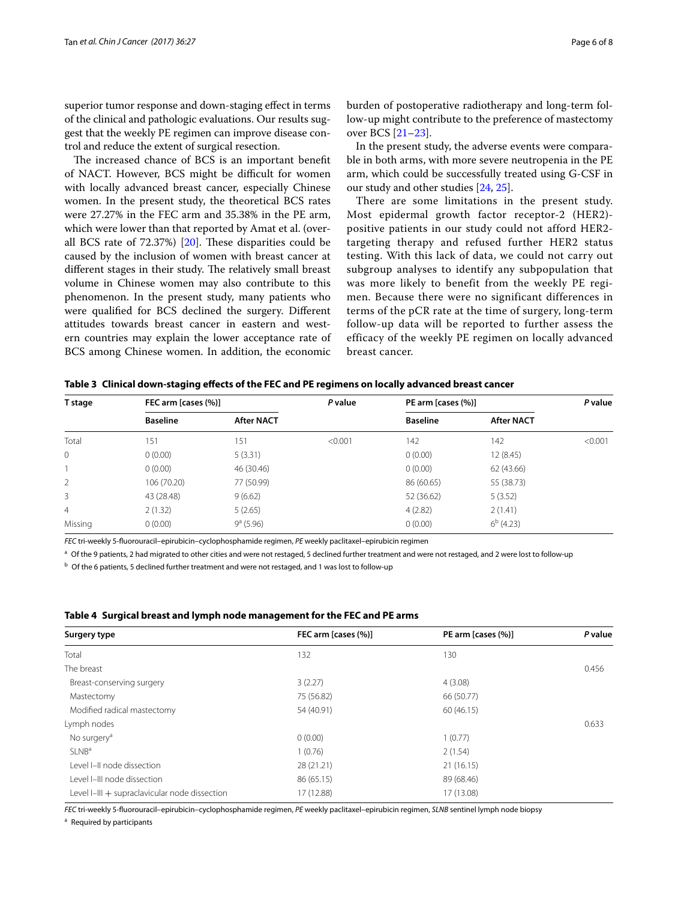superior tumor response and down-staging effect in terms of the clinical and pathologic evaluations. Our results suggest that the weekly PE regimen can improve disease control and reduce the extent of surgical resection.

The increased chance of BCS is an important benefit of NACT. However, BCS might be difficult for women with locally advanced breast cancer, especially Chinese women. In the present study, the theoretical BCS rates were 27.27% in the FEC arm and 35.38% in the PE arm, which were lower than that reported by Amat et al. (overall BCS rate of 72.37%) [20]. These disparities could be caused by the inclusion of women with breast cancer at different stages in their study. The relatively small breast volume in Chinese women may also contribute to this phenomenon. In the present study, many patients who were qualified for BCS declined the surgery. Different attitudes towards breast cancer in eastern and western countries may explain the lower acceptance rate of BCS among Chinese women. In addition, the economic burden of postoperative radiotherapy and long-term follow-up might contribute to the preference of mastectomy over BCS [21–23].

In the present study, the adverse events were comparable in both arms, with more severe neutropenia in the PE arm, which could be successfully treated using G-CSF in our study and other studies [24, 25].

There are some limitations in the present study. Most epidermal growth factor receptor-2 (HER2)-positive patients in our study could not afford HER2-targeting therapy and refused further HER2 status testing. With this lack of data, we could not carry out subgroup analyses to identify any subpopulation that was more likely to benefit from the weekly PE regimen. Because there were no significant differences in terms of the pCR rate at the time of surgery, long-term follow-up data will be reported to further assess the efficacy of the weekly PE regimen on locally advanced breast cancer.

**Table 3 Clinical down-staging effects of the FEC and PE regimens on locally advanced breast cancer**

| T stage | FEC arm [cases (%)] | | *P* value | PE arm [cases (%)] | | *P* value |
|---|---|---|---|---|---|---|
| | Baseline | After NACT | | Baseline | After NACT | |
| Total | 151 | 151 | <0.001 | 142 | 142 | <0.001 |
| 0 | 0 (0.00) | 5 (3.31) | | 0 (0.00) | 12 (8.45) | |
| 1 | 0 (0.00) | 46 (30.46) | | 0 (0.00) | 62 (43.66) | |
| 2 | 106 (70.20) | 77 (50.99) | | 86 (60.65) | 55 (38.73) | |
| 3 | 43 (28.48) | 9 (6.62) | | 52 (36.62) | 5 (3.52) | |
| 4 | 2 (1.32) | 5 (2.65) | | 4 (2.82) | 2 (1.41) | |
| Missing | 0 (0.00) | 9[a] (5.96) | | 0 (0.00) | 6[b] (4.23) | |

*FEC* tri-weekly 5-fluorouracil–epirubicin–cyclophosphamide regimen, *PE* weekly paclitaxel–epirubicin regimen

[a] Of the 9 patients, 2 had migrated to other cities and were not restaged, 5 declined further treatment and were not restaged, and 2 were lost to follow-up

[b] Of the 6 patients, 5 declined further treatment and were not restaged, and 1 was lost to follow-up

**Table 4 Surgical breast and lymph node management for the FEC and PE arms**

| Surgery type | FEC arm [cases (%)] | PE arm [cases (%)] | *P* value |
|---|---|---|---|
| Total | 132 | 130 | |
| The breast | | | 0.456 |
| Breast-conserving surgery | 3 (2.27) | 4 (3.08) | |
| Mastectomy | 75 (56.82) | 66 (50.77) | |
| Modified radical mastectomy | 54 (40.91) | 60 (46.15) | |
| Lymph nodes | | | 0.633 |
| No surgery[a] | 0 (0.00) | 1 (0.77) | |
| SLNB[a] | 1 (0.76) | 2 (1.54) | |
| Level I–II node dissection | 28 (21.21) | 21 (16.15) | |
| Level I–III node dissection | 86 (65.15) | 89 (68.46) | |
| Level I–III + supraclavicular node dissection | 17 (12.88) | 17 (13.08) | |

*FEC* tri-weekly 5-fluorouracil–epirubicin–cyclophosphamide regimen, *PE* weekly paclitaxel–epirubicin regimen, *SLNB* sentinel lymph node biopsy

[a] Required by participants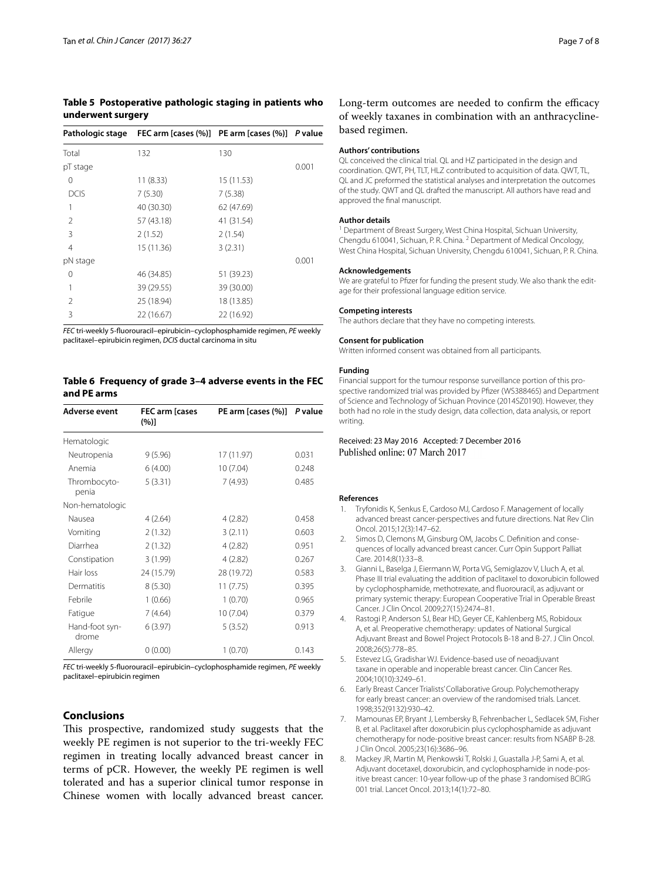**Table 5 Postoperative pathologic staging in patients who underwent surgery**

| Pathologic stage | FEC arm [cases (%)] | PE arm [cases (%)] | *P* value |
|---|---|---|---|
| Total | 132 | 130 | |
| pT stage | | | 0.001 |
| 0 | 11 (8.33) | 15 (11.53) | |
| DCIS | 7 (5.30) | 7 (5.38) | |
| 1 | 40 (30.30) | 62 (47.69) | |
| 2 | 57 (43.18) | 41 (31.54) | |
| 3 | 2 (1.52) | 2 (1.54) | |
| 4 | 15 (11.36) | 3 (2.31) | |
| pN stage | | | 0.001 |
| 0 | 46 (34.85) | 51 (39.23) | |
| 1 | 39 (29.55) | 39 (30.00) | |
| 2 | 25 (18.94) | 18 (13.85) | |
| 3 | 22 (16.67) | 22 (16.92) | |

*FEC* tri-weekly 5-fluorouracil–epirubicin–cyclophosphamide regimen, *PE* weekly paclitaxel–epirubicin regimen, *DCIS* ductal carcinoma in situ

**Table 6 Frequency of grade 3–4 adverse events in the FEC and PE arms**

| Adverse event | FEC arm [cases (%)] | PE arm [cases (%)] | *P* value |
|---|---|---|---|
| Hematologic | | | |
| Neutropenia | 9 (5.96) | 17 (11.97) | 0.031 |
| Anemia | 6 (4.00) | 10 (7.04) | 0.248 |
| Thrombocytopenia | 5 (3.31) | 7 (4.93) | 0.485 |
| Non-hematologic | | | |
| Nausea | 4 (2.64) | 4 (2.82) | 0.458 |
| Vomiting | 2 (1.32) | 3 (2.11) | 0.603 |
| Diarrhea | 2 (1.32) | 4 (2.82) | 0.951 |
| Constipation | 3 (1.99) | 4 (2.82) | 0.267 |
| Hair loss | 24 (15.79) | 28 (19.72) | 0.583 |
| Dermatitis | 8 (5.30) | 11 (7.75) | 0.395 |
| Febrile | 1 (0.66) | 1 (0.70) | 0.965 |
| Fatigue | 7 (4.64) | 10 (7.04) | 0.379 |
| Hand-foot syndrome | 6 (3.97) | 5 (3.52) | 0.913 |
| Allergy | 0 (0.00) | 1 (0.70) | 0.143 |

*FEC* tri-weekly 5-fluorouracil–epirubicin–cyclophosphamide regimen, *PE* weekly paclitaxel–epirubicin regimen

## Conclusions

This prospective, randomized study suggests that the weekly PE regimen is not superior to the tri-weekly FEC regimen in treating locally advanced breast cancer in terms of pCR. However, the weekly PE regimen is well tolerated and has a superior clinical tumor response in Chinese women with locally advanced breast cancer. Long-term outcomes are needed to confirm the efficacy of weekly taxanes in combination with an anthracycline-based regimen.

#### Authors' contributions

QL conceived the clinical trial. QL and HZ participated in the design and coordination. QWT, PH, TLT, HLZ contributed to acquisition of data. QWT, TL, QL and JC preformed the statistical analyses and interpretation the outcomes of the study. QWT and QL drafted the manuscript. All authors have read and approved the final manuscript.

#### Author details

[1] Department of Breast Surgery, West China Hospital, Sichuan University, Chengdu 610041, Sichuan, P. R. China. [2] Department of Medical Oncology, West China Hospital, Sichuan University, Chengdu 610041, Sichuan, P. R. China.

#### Acknowledgements

We are grateful to Pfizer for funding the present study. We also thank the editage for their professional language edition service.

#### Competing interests

The authors declare that they have no competing interests.

#### Consent for publication

Written informed consent was obtained from all participants.

#### Funding

Financial support for the tumour response surveillance portion of this prospective randomized trial was provided by Pfizer (WS388465) and Department of Science and Technology of Sichuan Province (2014SZ0190). However, they both had no role in the study design, data collection, data analysis, or report writing.

Received: 23 May 2016 Accepted: 7 December 2016
Published online: 07 March 2017

#### References

1. Tryfonidis K, Senkus E, Cardoso MJ, Cardoso F. Management of locally advanced breast cancer-perspectives and future directions. Nat Rev Clin Oncol. 2015;12(3):147–62.
2. Simos D, Clemons M, Ginsburg OM, Jacobs C. Definition and consequences of locally advanced breast cancer. Curr Opin Support Palliat Care. 2014;8(1):33–8.
3. Gianni L, Baselga J, Eiermann W, Porta VG, Semiglazov V, Lluch A, et al. Phase III trial evaluating the addition of paclitaxel to doxorubicin followed by cyclophosphamide, methotrexate, and fluorouracil, as adjuvant or primary systemic therapy: European Cooperative Trial in Operable Breast Cancer. J Clin Oncol. 2009;27(15):2474–81.
4. Rastogi P, Anderson SJ, Bear HD, Geyer CE, Kahlenberg MS, Robidoux A, et al. Preoperative chemotherapy: updates of National Surgical Adjuvant Breast and Bowel Project Protocols B-18 and B-27. J Clin Oncol. 2008;26(5):778–85.
5. Estevez LG, Gradishar WJ. Evidence-based use of neoadjuvant taxane in operable and inoperable breast cancer. Clin Cancer Res. 2004;10(10):3249–61.
6. Early Breast Cancer Trialists' Collaborative Group. Polychemotherapy for early breast cancer: an overview of the randomised trials. Lancet. 1998;352(9132):930–42.
7. Mamounas EP, Bryant J, Lembersky B, Fehrenbacher L, Sedlacek SM, Fisher B, et al. Paclitaxel after doxorubicin plus cyclophosphamide as adjuvant chemotherapy for node-positive breast cancer: results from NSABP B-28. J Clin Oncol. 2005;23(16):3686–96.
8. Mackey JR, Martin M, Pienkowski T, Rolski J, Guastalla J-P, Sami A, et al. Adjuvant docetaxel, doxorubicin, and cyclophosphamide in node-positive breast cancer: 10-year follow-up of the phase 3 randomised BCIRG 001 trial. Lancet Oncol. 2013;14(1):72–80.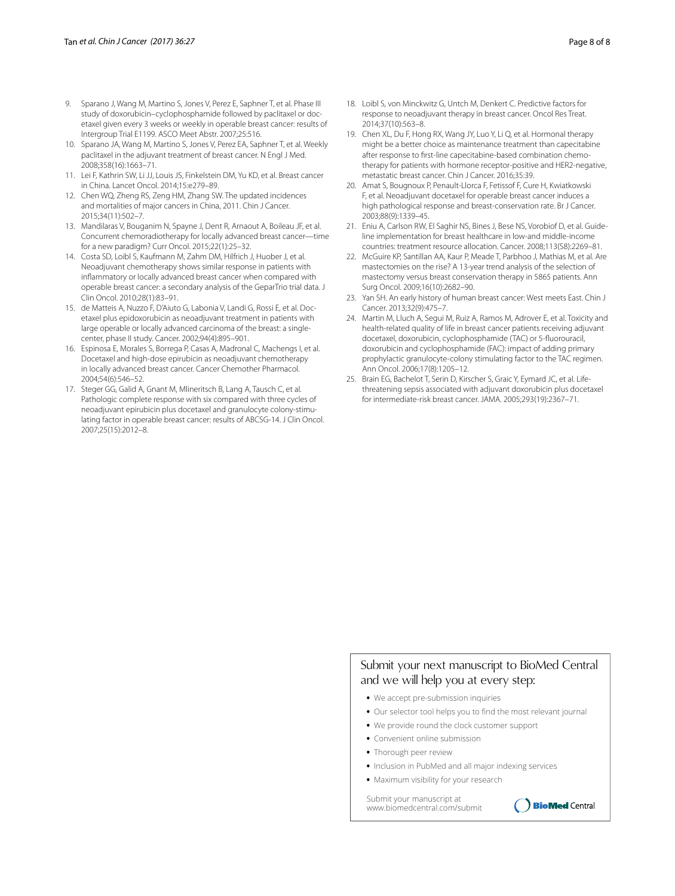9. Sparano J, Wang M, Martino S, Jones V, Perez E, Saphner T, et al. Phase III study of doxorubicin–cyclophosphamide followed by paclitaxel or docetaxel given every 3 weeks or weekly in operable breast cancer: results of Intergroup Trial E1199. ASCO Meet Abstr. 2007;25:516.
10. Sparano JA, Wang M, Martino S, Jones V, Perez EA, Saphner T, et al. Weekly paclitaxel in the adjuvant treatment of breast cancer. N Engl J Med. 2008;358(16):1663–71.
11. Lei F, Kathrin SW, Li JJ, Louis JS, Finkelstein DM, Yu KD, et al. Breast cancer in China. Lancet Oncol. 2014;15:e279–89.
12. Chen WQ, Zheng RS, Zeng HM, Zhang SW. The updated incidences and mortalities of major cancers in China, 2011. Chin J Cancer. 2015;34(11):502–7.
13. Mandilaras V, Bouganim N, Spayne J, Dent R, Arnaout A, Boileau JF, et al. Concurrent chemoradiotherapy for locally advanced breast cancer—time for a new paradigm? Curr Oncol. 2015;22(1):25–32.
14. Costa SD, Loibl S, Kaufmann M, Zahm DM, Hilfrich J, Huober J, et al. Neoadjuvant chemotherapy shows similar response in patients with inflammatory or locally advanced breast cancer when compared with operable breast cancer: a secondary analysis of the GeparTrio trial data. J Clin Oncol. 2010;28(1):83–91.
15. de Matteis A, Nuzzo F, D'Aiuto G, Labonia V, Landi G, Rossi E, et al. Docetaxel plus epidoxorubicin as neoadjuvant treatment in patients with large operable or locally advanced carcinoma of the breast: a single-center, phase II study. Cancer. 2002;94(4):895–901.
16. Espinosa E, Morales S, Borrega P, Casas A, Madronal C, Machengs I, et al. Docetaxel and high-dose epirubicin as neoadjuvant chemotherapy in locally advanced breast cancer. Cancer Chemother Pharmacol. 2004;54(6):546–52.
17. Steger GG, Galid A, Gnant M, Mlineritsch B, Lang A, Tausch C, et al. Pathologic complete response with six compared with three cycles of neoadjuvant epirubicin plus docetaxel and granulocyte colony-stimulating factor in operable breast cancer: results of ABCSG-14. J Clin Oncol. 2007;25(15):2012–8.
18. Loibl S, von Minckwitz G, Untch M, Denkert C. Predictive factors for response to neoadjuvant therapy in breast cancer. Oncol Res Treat. 2014;37(10):563–8.
19. Chen XL, Du F, Hong RX, Wang JY, Luo Y, Li Q, et al. Hormonal therapy might be a better choice as maintenance treatment than capecitabine after response to first-line capecitabine-based combination chemotherapy for patients with hormone receptor-positive and HER2-negative, metastatic breast cancer. Chin J Cancer. 2016;35:39.
20. Amat S, Bougnoux P, Penault-Llorca F, Fetissof F, Cure H, Kwiatkowski F, et al. Neoadjuvant docetaxel for operable breast cancer induces a high pathological response and breast-conservation rate. Br J Cancer. 2003;88(9):1339–45.
21. Eniu A, Carlson RW, El Saghir NS, Bines J, Bese NS, Vorobiof D, et al. Guideline implementation for breast healthcare in low-and middle-income countries: treatment resource allocation. Cancer. 2008;113(S8):2269–81.
22. McGuire KP, Santillan AA, Kaur P, Meade T, Parbhoo J, Mathias M, et al. Are mastectomies on the rise? A 13-year trend analysis of the selection of mastectomy versus breast conservation therapy in 5865 patients. Ann Surg Oncol. 2009;16(10):2682–90.
23. Yan SH. An early history of human breast cancer: West meets East. Chin J Cancer. 2013;32(9):475–7.
24. Martin M, Lluch A, Segui M, Ruiz A, Ramos M, Adrover E, et al. Toxicity and health-related quality of life in breast cancer patients receiving adjuvant docetaxel, doxorubicin, cyclophosphamide (TAC) or 5-fluorouracil, doxorubicin and cyclophosphamide (FAC): impact of adding primary prophylactic granulocyte-colony stimulating factor to the TAC regimen. Ann Oncol. 2006;17(8):1205–12.
25. Brain EG, Bachelot T, Serin D, Kirscher S, Graic Y, Eymard JC, et al. Life-threatening sepsis associated with adjuvant doxorubicin plus docetaxel for intermediate-risk breast cancer. JAMA. 2005;293(19):2367–71.

Submit your next manuscript to BioMed Central and we will help you at every step:

- We accept pre-submission inquiries
- Our selector tool helps you to find the most relevant journal
- We provide round the clock customer support
- Convenient online submission
- Thorough peer review
- Inclusion in PubMed and all major indexing services
- Maximum visibility for your research

Submit your manuscript at www.biomedcentral.com/submit

BioMed Central